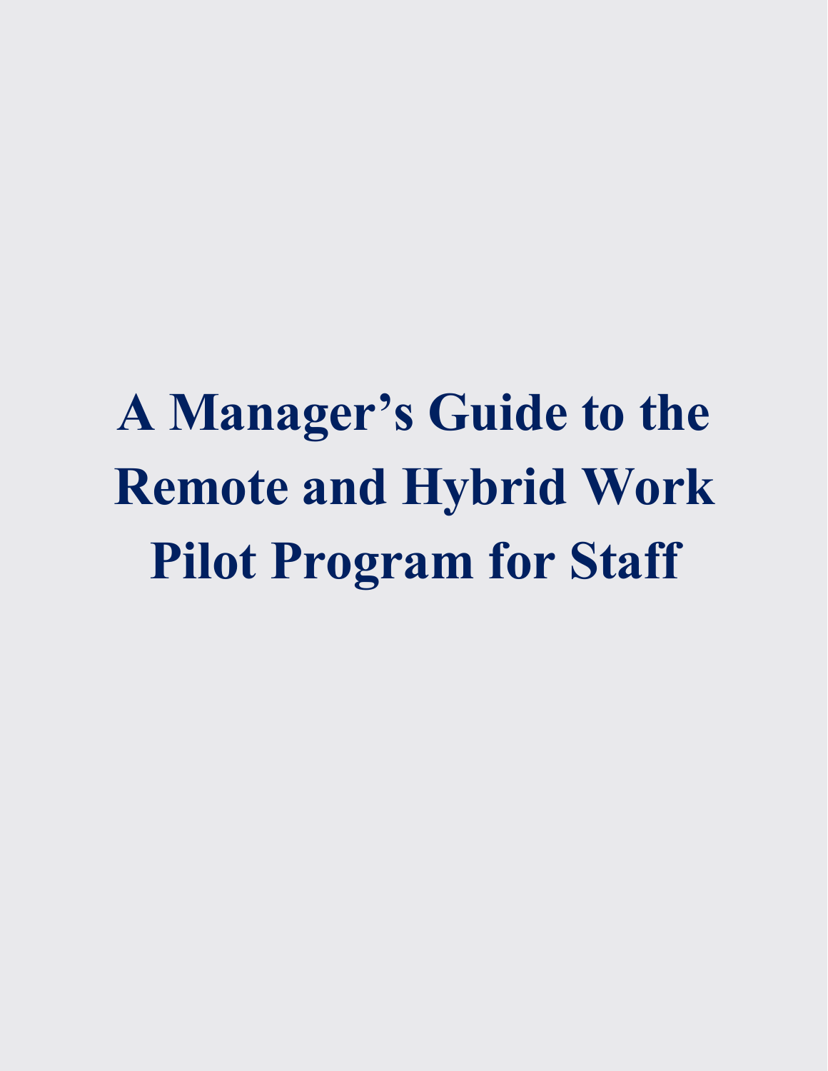# A Manager's Guide to the Remote and Hybrid Work Pilot Program for Staff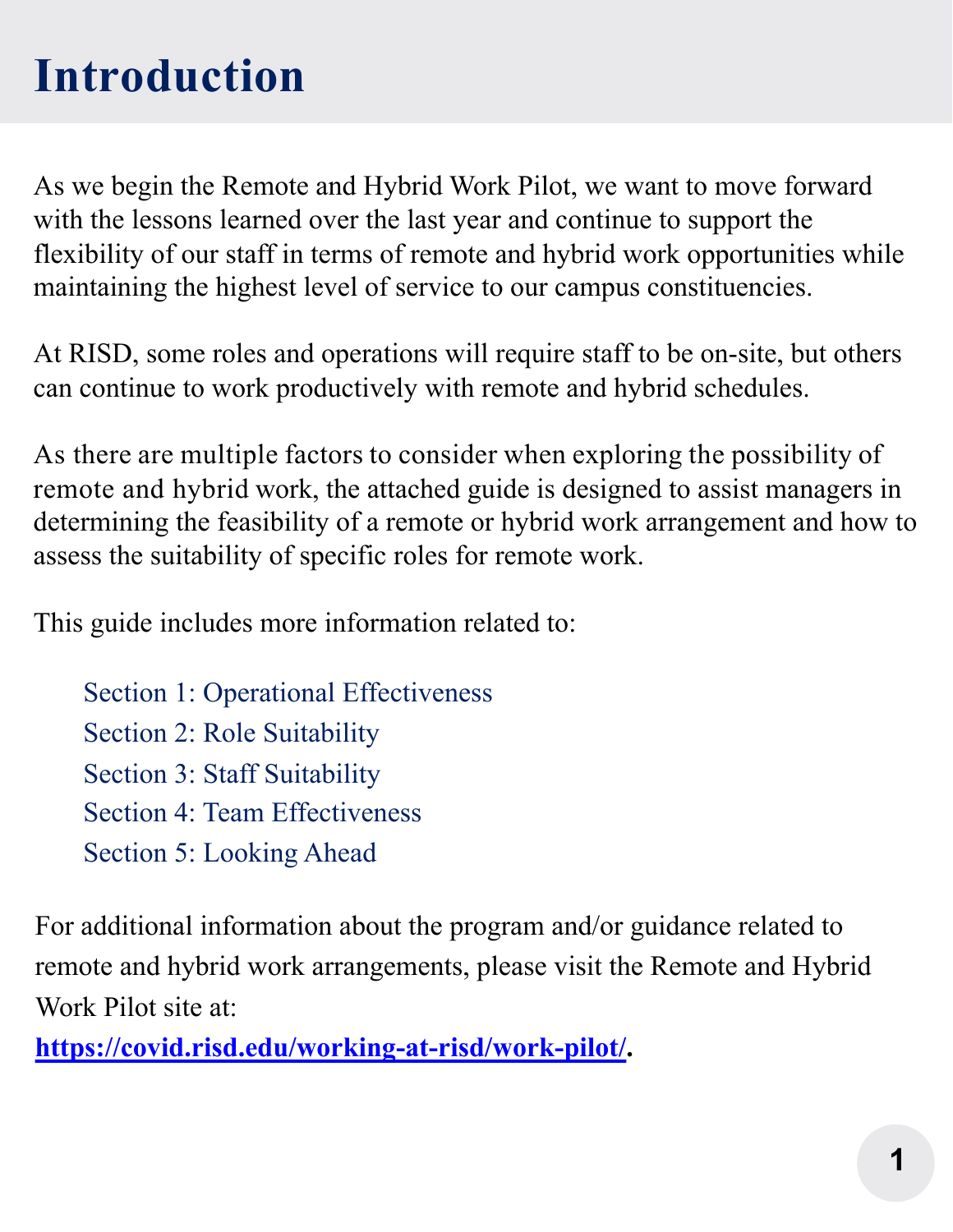# Introduction

As we begin the Remote and Hybrid Work Pilot, we want to move forward with the lessons learned over the last year and continue to support the flexibility of our staff in terms of remote and hybrid work opportunities while maintaining the highest level of service to our campus constituencies.

At RISD, some roles and operations will require staff to be on-site, but others can continue to work productively with remote and hybrid schedules.

As there are multiple factors to consider when exploring the possibility of remote and hybrid work, the attached guide is designed to assist managers in determining the feasibility of a remote or hybrid work arrangement and how to assess the suitability of specific roles for remote work.

This guide includes more information related to:

- Section 1: Operational Effectiveness
- Section 2: Role Suitability
- Section 3: Staff Suitability
- Section 4: Team Effectiveness
- Section 5: Looking Ahead

For additional information about the program and/or guidance related to remote and hybrid work arrangements, please visit the Remote and Hybrid Work Pilot site at: **https://covid.risd.edu/working-at-risd/work-pilot/**.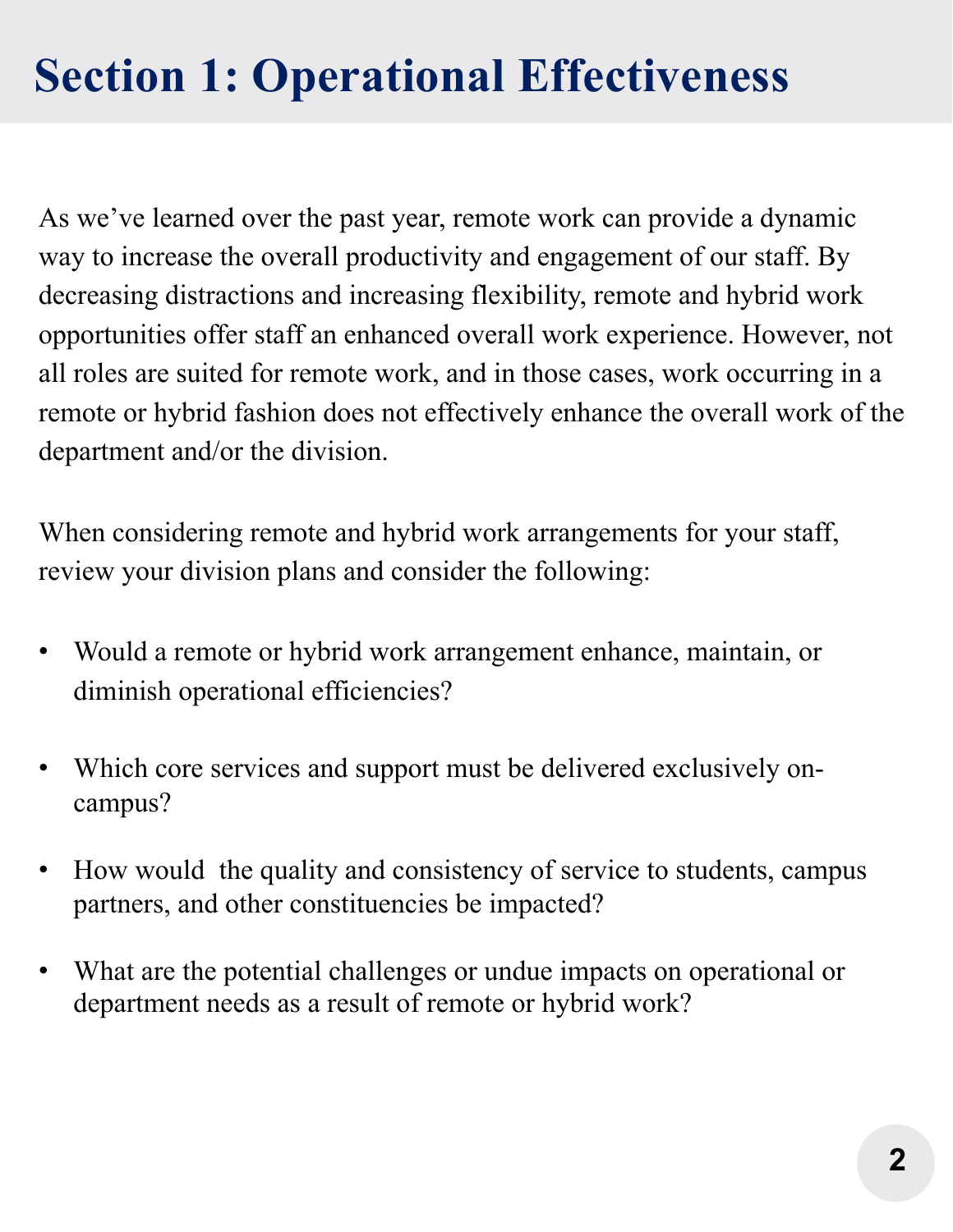# Section 1: Operational Effectiveness

As we've learned over the past year, remote work can provide a dynamic way to increase the overall productivity and engagement of our staff. By decreasing distractions and increasing flexibility, remote and hybrid work opportunities offer staff an enhanced overall work experience. However, not all roles are suited for remote work, and in those cases, work occurring in a remote or hybrid fashion does not effectively enhance the overall work of the department and/or the division.

When considering remote and hybrid work arrangements for your staff, review your division plans and consider the following:

- Would a remote or hybrid work arrangement enhance, maintain, or diminish operational efficiencies?
- Which core services and support must be delivered exclusively on-campus?
- How would the quality and consistency of service to students, campus partners, and other constituencies be impacted?
- What are the potential challenges or undue impacts on operational or department needs as a result of remote or hybrid work?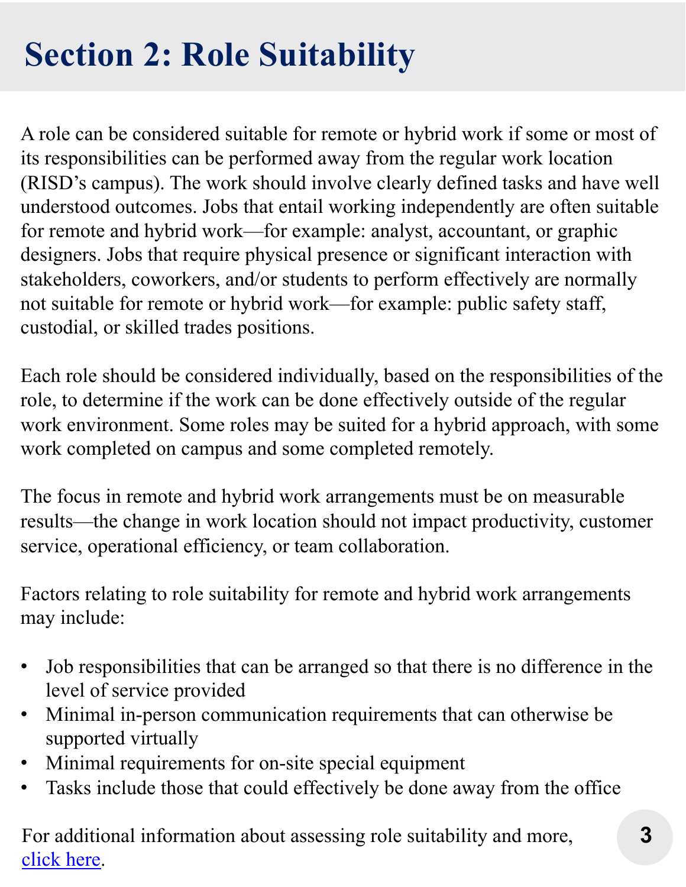# Section 2: Role Suitability

A role can be considered suitable for remote or hybrid work if some or most of its responsibilities can be performed away from the regular work location (RISD's campus). The work should involve clearly defined tasks and have well understood outcomes. Jobs that entail working independently are often suitable for remote and hybrid work—for example: analyst, accountant, or graphic designers. Jobs that require physical presence or significant interaction with stakeholders, coworkers, and/or students to perform effectively are normally not suitable for remote or hybrid work—for example: public safety staff, custodial, or skilled trades positions.

Each role should be considered individually, based on the responsibilities of the role, to determine if the work can be done effectively outside of the regular work environment. Some roles may be suited for a hybrid approach, with some work completed on campus and some completed remotely.

The focus in remote and hybrid work arrangements must be on measurable results—the change in work location should not impact productivity, customer service, operational efficiency, or team collaboration.

Factors relating to role suitability for remote and hybrid work arrangements may include:

- Job responsibilities that can be arranged so that there is no difference in the level of service provided
- Minimal in-person communication requirements that can otherwise be supported virtually
- Minimal requirements for on-site special equipment
- Tasks include those that could effectively be done away from the office

For additional information about assessing role suitability and more, click here.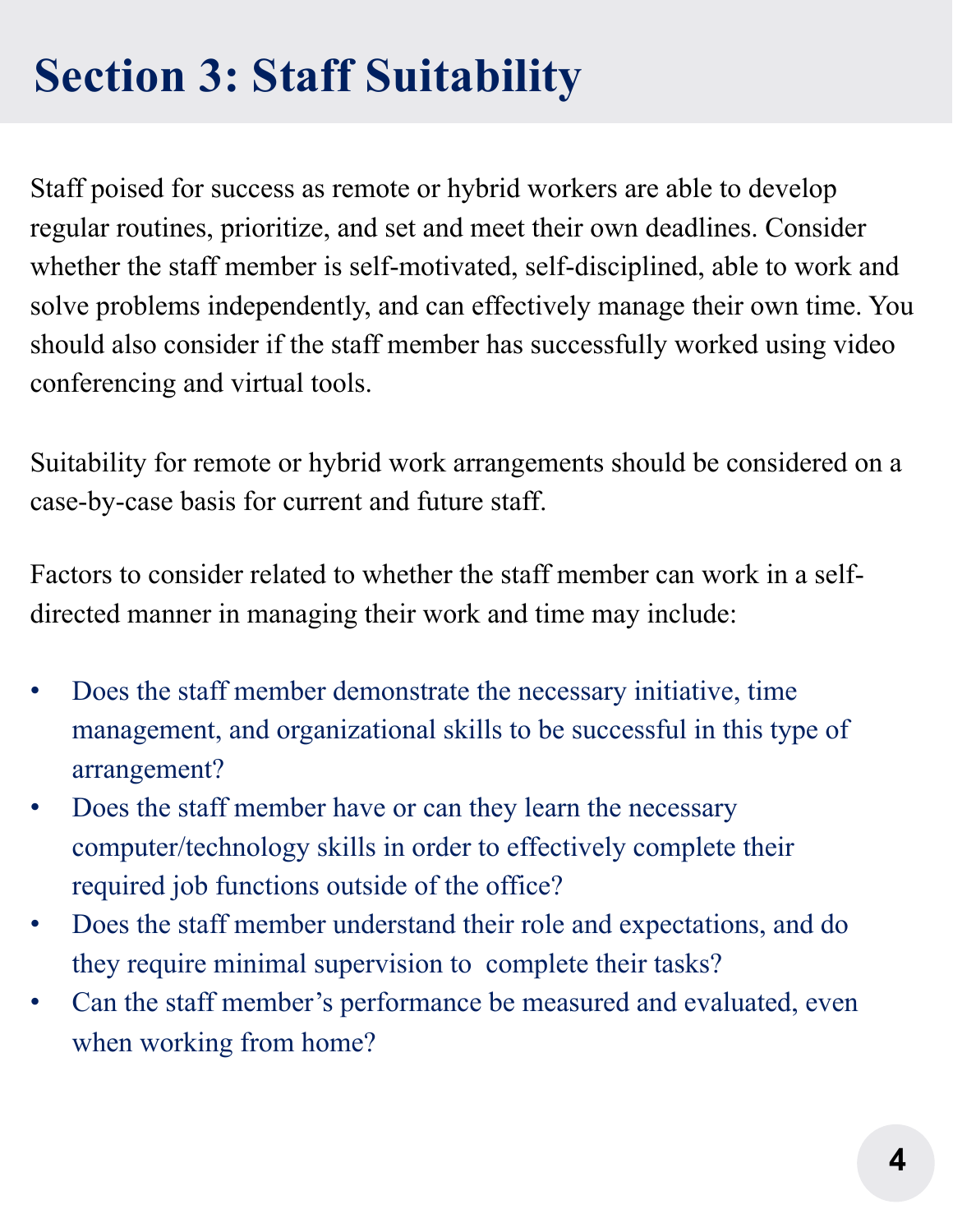# Section 3: Staff Suitability

Staff poised for success as remote or hybrid workers are able to develop regular routines, prioritize, and set and meet their own deadlines. Consider whether the staff member is self-motivated, self-disciplined, able to work and solve problems independently, and can effectively manage their own time. You should also consider if the staff member has successfully worked using video conferencing and virtual tools.

Suitability for remote or hybrid work arrangements should be considered on a case-by-case basis for current and future staff.

Factors to consider related to whether the staff member can work in a self-directed manner in managing their work and time may include:

- Does the staff member demonstrate the necessary initiative, time management, and organizational skills to be successful in this type of arrangement?
- Does the staff member have or can they learn the necessary computer/technology skills in order to effectively complete their required job functions outside of the office?
- Does the staff member understand their role and expectations, and do they require minimal supervision to complete their tasks?
- Can the staff member's performance be measured and evaluated, even when working from home?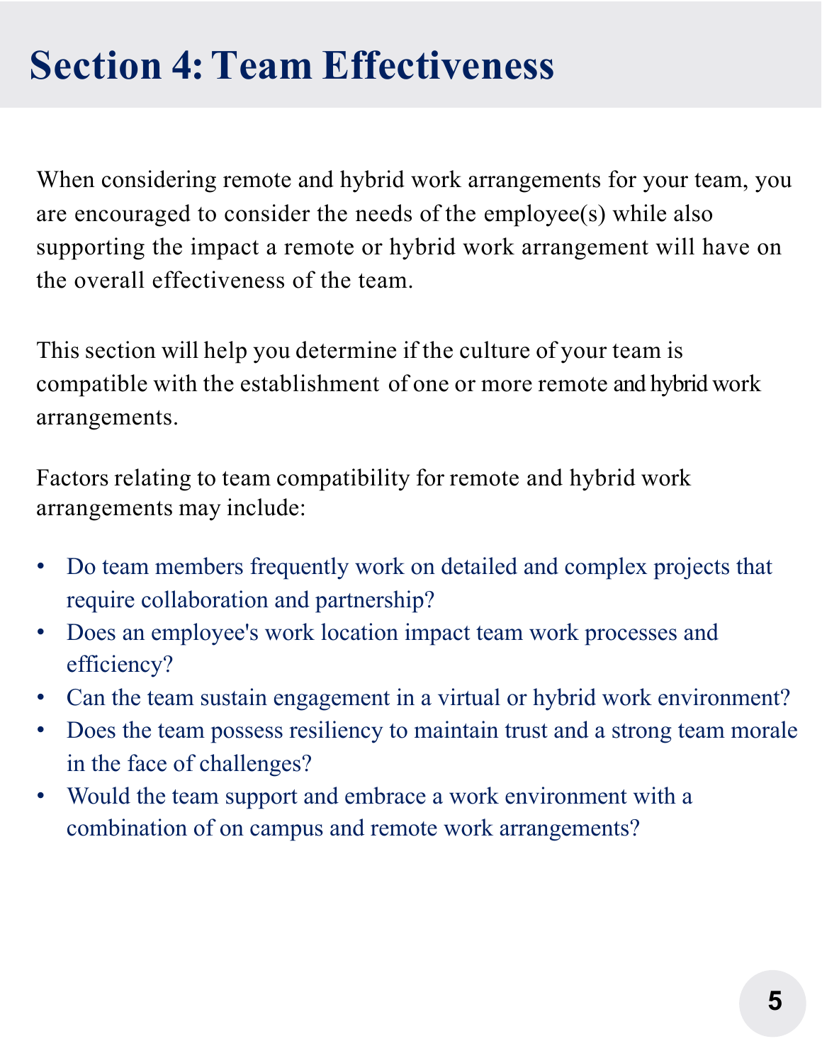# Section 4: Team Effectiveness

When considering remote and hybrid work arrangements for your team, you are encouraged to consider the needs of the employee(s) while also supporting the impact a remote or hybrid work arrangement will have on the overall effectiveness of the team.

This section will help you determine if the culture of your team is compatible with the establishment of one or more remote and hybrid work arrangements.

Factors relating to team compatibility for remote and hybrid work arrangements may include:

- Do team members frequently work on detailed and complex projects that require collaboration and partnership?
- Does an employee's work location impact team work processes and efficiency?
- Can the team sustain engagement in a virtual or hybrid work environment?
- Does the team possess resiliency to maintain trust and a strong team morale in the face of challenges?
- Would the team support and embrace a work environment with a combination of on campus and remote work arrangements?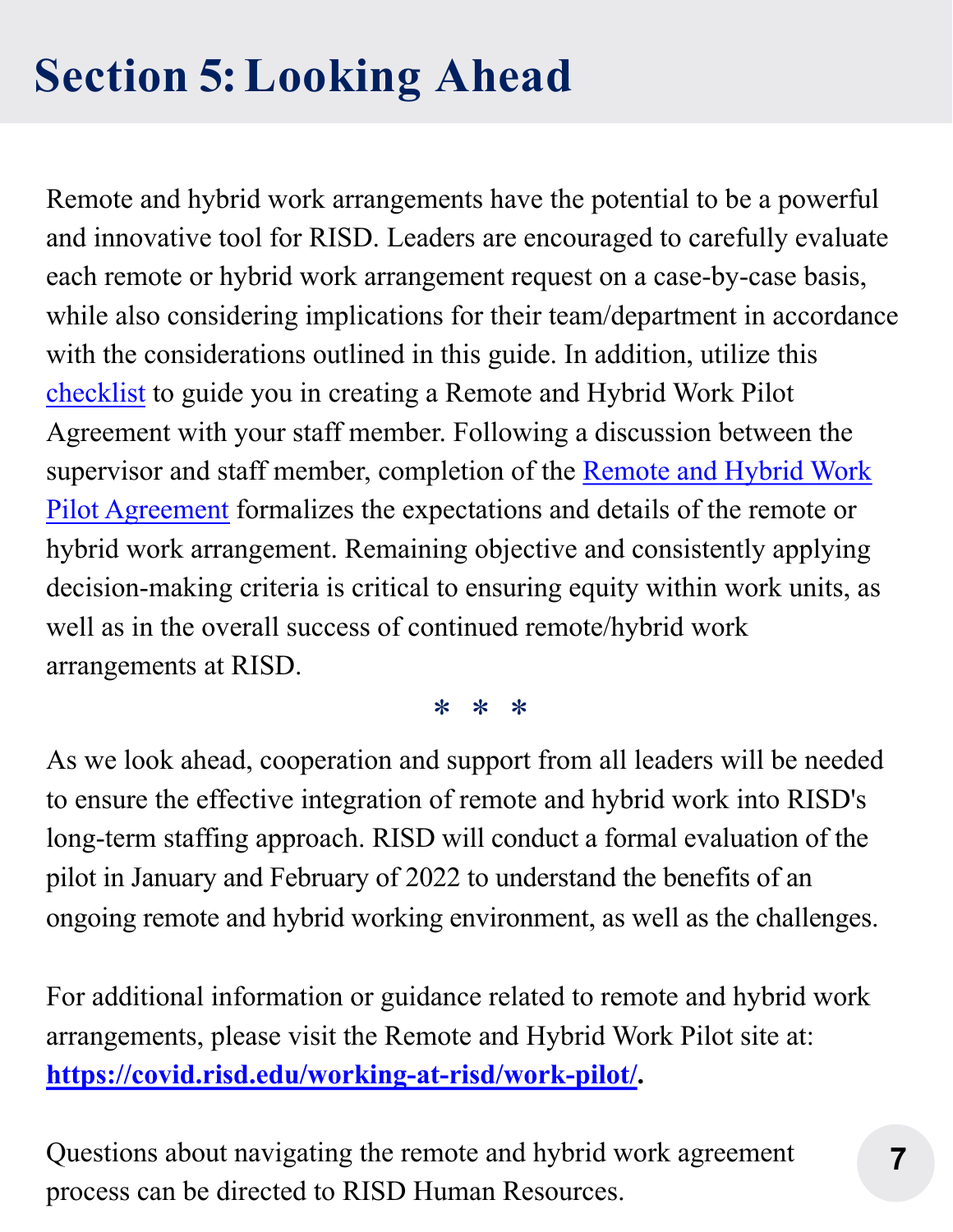# Section 5: Looking Ahead

Remote and hybrid work arrangements have the potential to be a powerful and innovative tool for RISD. Leaders are encouraged to carefully evaluate each remote or hybrid work arrangement request on a case-by-case basis, while also considering implications for their team/department in accordance with the considerations outlined in this guide. In addition, utilize this checklist to guide you in creating a Remote and Hybrid Work Pilot Agreement with your staff member. Following a discussion between the supervisor and staff member, completion of the Remote and Hybrid Work Pilot Agreement formalizes the expectations and details of the remote or hybrid work arrangement. Remaining objective and consistently applying decision-making criteria is critical to ensuring equity within work units, as well as in the overall success of continued remote/hybrid work arrangements at RISD.

\* \* \*

As we look ahead, cooperation and support from all leaders will be needed to ensure the effective integration of remote and hybrid work into RISD's long-term staffing approach. RISD will conduct a formal evaluation of the pilot in January and February of 2022 to understand the benefits of an ongoing remote and hybrid working environment, as well as the challenges.

For additional information or guidance related to remote and hybrid work arrangements, please visit the Remote and Hybrid Work Pilot site at: **https://covid.risd.edu/working-at-risd/work-pilot/.**

Questions about navigating the remote and hybrid work agreement process can be directed to RISD Human Resources.